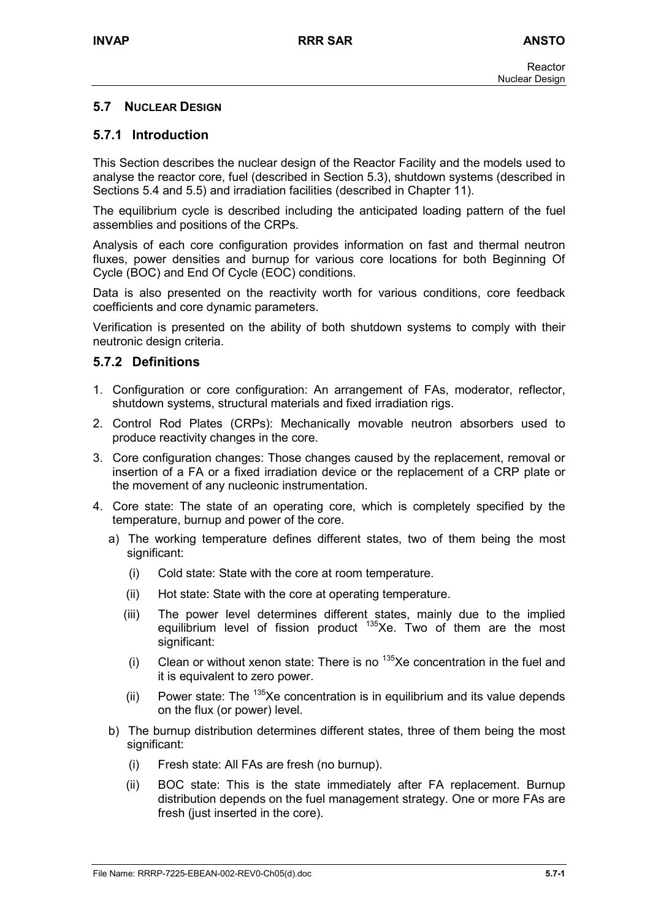## 5.7 NUCLEAR DESIGN

### 5.7.1 Introduction

This Section describes the nuclear design of the Reactor Facility and the models used to analyse the reactor core, fuel (described in Section 5.3), shutdown systems (described in Sections 5.4 and 5.5) and irradiation facilities (described in Chapter 11).

The equilibrium cycle is described including the anticipated loading pattern of the fuel assemblies and positions of the CRPs.

Analysis of each core configuration provides information on fast and thermal neutron fluxes, power densities and burnup for various core locations for both Beginning Of Cycle (BOC) and End Of Cycle (EOC) conditions.

Data is also presented on the reactivity worth for various conditions, core feedback coefficients and core dynamic parameters.

Verification is presented on the ability of both shutdown systems to comply with their neutronic design criteria.

### 5.7.2 Definitions

1. Configuration or core configuration: An arrangement of FAs, moderator, reflector, shutdown systems, structural materials and fixed irradiation rigs.
2. Control Rod Plates (CRPs): Mechanically movable neutron absorbers used to produce reactivity changes in the core.
3. Core configuration changes: Those changes caused by the replacement, removal or insertion of a FA or a fixed irradiation device or the replacement of a CRP plate or the movement of any nucleonic instrumentation.
4. Core state: The state of an operating core, which is completely specified by the temperature, burnup and power of the core.
   a) The working temperature defines different states, two of them being the most significant:
      (i) Cold state: State with the core at room temperature.
      (ii) Hot state: State with the core at operating temperature.
      (iii) The power level determines different states, mainly due to the implied equilibrium level of fission product $^{135}Xe$. Two of them are the most significant:
      (i) Clean or without xenon state: There is no $^{135}Xe$ concentration in the fuel and it is equivalent to zero power.
      (ii) Power state: The $^{135}Xe$ concentration is in equilibrium and its value depends on the flux (or power) level.
   b) The burnup distribution determines different states, three of them being the most significant:
      (i) Fresh state: All FAs are fresh (no burnup).
      (ii) BOC state: This is the state immediately after FA replacement. Burnup distribution depends on the fuel management strategy. One or more FAs are fresh (just inserted in the core).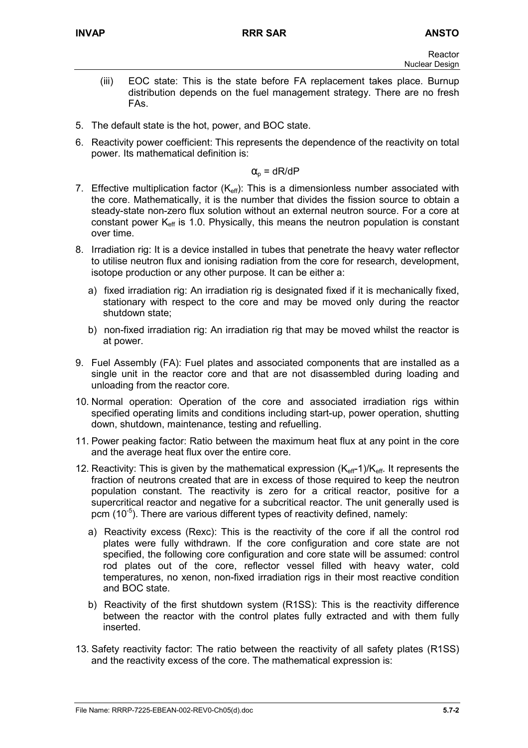(iii) EOC state: This is the state before FA replacement takes place. Burnup distribution depends on the fuel management strategy. There are no fresh FAs.

5. The default state is the hot, power, and BOC state.

6. Reactivity power coefficient: This represents the dependence of the reactivity on total power. Its mathematical definition is:

$$\alpha_p = dR/dP$$

7. Effective multiplication factor ($K_{eff}$): This is a dimensionless number associated with the core. Mathematically, it is the number that divides the fission source to obtain a steady-state non-zero flux solution without an external neutron source. For a core at constant power $K_{eff}$ is 1.0. Physically, this means the neutron population is constant over time.

8. Irradiation rig: It is a device installed in tubes that penetrate the heavy water reflector to utilise neutron flux and ionising radiation from the core for research, development, isotope production or any other purpose. It can be either a:

   a) fixed irradiation rig: An irradiation rig is designated fixed if it is mechanically fixed, stationary with respect to the core and may be moved only during the reactor shutdown state;

   b) non-fixed irradiation rig: An irradiation rig that may be moved whilst the reactor is at power.

9. Fuel Assembly (FA): Fuel plates and associated components that are installed as a single unit in the reactor core and that are not disassembled during loading and unloading from the reactor core.

10. Normal operation: Operation of the core and associated irradiation rigs within specified operating limits and conditions including start-up, power operation, shutting down, shutdown, maintenance, testing and refuelling.

11. Power peaking factor: Ratio between the maximum heat flux at any point in the core and the average heat flux over the entire core.

12. Reactivity: This is given by the mathematical expression $(K_{eff}-1)/K_{eff}$. It represents the fraction of neutrons created that are in excess of those required to keep the neutron population constant. The reactivity is zero for a critical reactor, positive for a supercritical reactor and negative for a subcritical reactor. The unit generally used is pcm ($10^{-5}$). There are various different types of reactivity defined, namely:

    a) Reactivity excess (Rexc): This is the reactivity of the core if all the control rod plates were fully withdrawn. If the core configuration and core state are not specified, the following core configuration and core state will be assumed: control rod plates out of the core, reflector vessel filled with heavy water, cold temperatures, no xenon, non-fixed irradiation rigs in their most reactive condition and BOC state.

    b) Reactivity of the first shutdown system (R1SS): This is the reactivity difference between the reactor with the control plates fully extracted and with them fully inserted.

13. Safety reactivity factor: The ratio between the reactivity of all safety plates (R1SS) and the reactivity excess of the core. The mathematical expression is: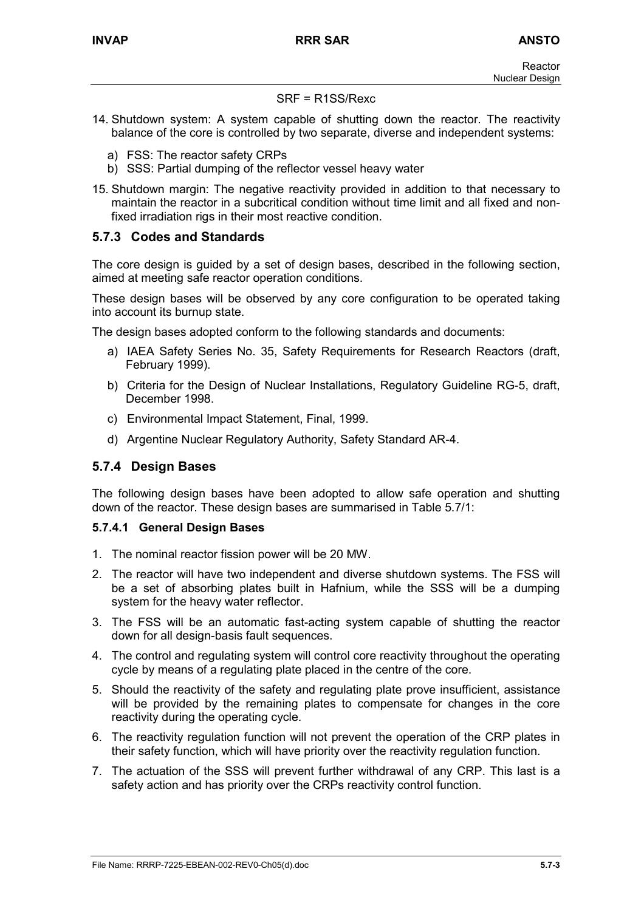SRF = R1SS/Rexc

14. Shutdown system: A system capable of shutting down the reactor. The reactivity balance of the core is controlled by two separate, diverse and independent systems:
    a) FSS: The reactor safety CRPs
    b) SSS: Partial dumping of the reflector vessel heavy water
15. Shutdown margin: The negative reactivity provided in addition to that necessary to maintain the reactor in a subcritical condition without time limit and all fixed and non-fixed irradiation rigs in their most reactive condition.

### 5.7.3 Codes and Standards

The core design is guided by a set of design bases, described in the following section, aimed at meeting safe reactor operation conditions.

These design bases will be observed by any core configuration to be operated taking into account its burnup state.

The design bases adopted conform to the following standards and documents:

a) IAEA Safety Series No. 35, Safety Requirements for Research Reactors (draft, February 1999).
b) Criteria for the Design of Nuclear Installations, Regulatory Guideline RG-5, draft, December 1998.
c) Environmental Impact Statement, Final, 1999.
d) Argentine Nuclear Regulatory Authority, Safety Standard AR-4.

### 5.7.4 Design Bases

The following design bases have been adopted to allow safe operation and shutting down of the reactor. These design bases are summarised in Table 5.7/1:

#### 5.7.4.1 General Design Bases

1. The nominal reactor fission power will be 20 MW.
2. The reactor will have two independent and diverse shutdown systems. The FSS will be a set of absorbing plates built in Hafnium, while the SSS will be a dumping system for the heavy water reflector.
3. The FSS will be an automatic fast-acting system capable of shutting the reactor down for all design-basis fault sequences.
4. The control and regulating system will control core reactivity throughout the operating cycle by means of a regulating plate placed in the centre of the core.
5. Should the reactivity of the safety and regulating plate prove insufficient, assistance will be provided by the remaining plates to compensate for changes in the core reactivity during the operating cycle.
6. The reactivity regulation function will not prevent the operation of the CRP plates in their safety function, which will have priority over the reactivity regulation function.
7. The actuation of the SSS will prevent further withdrawal of any CRP. This last is a safety action and has priority over the CRPs reactivity control function.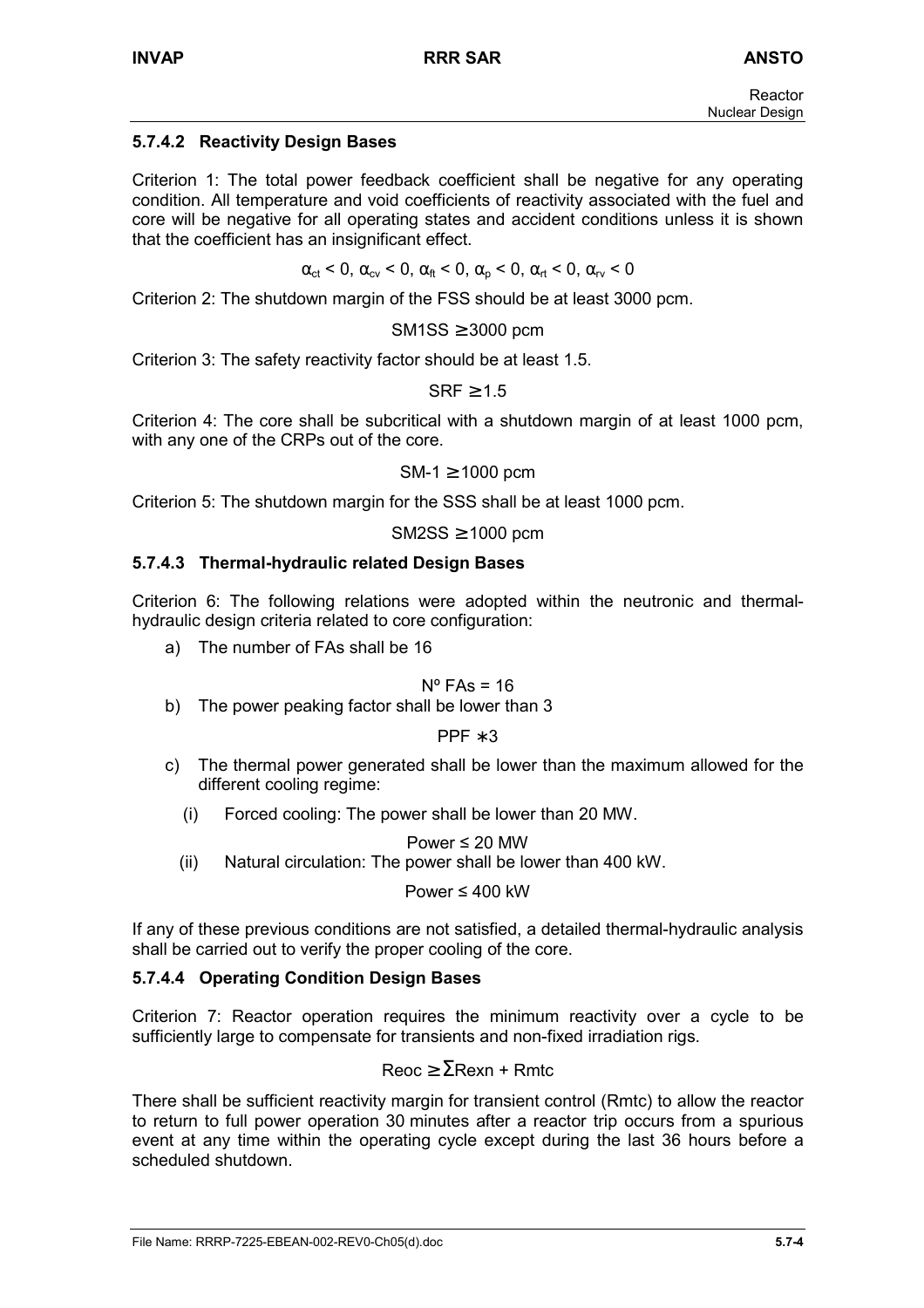### 5.7.4.2 Reactivity Design Bases

Criterion 1: The total power feedback coefficient shall be negative for any operating condition. All temperature and void coefficients of reactivity associated with the fuel and core will be negative for all operating states and accident conditions unless it is shown that the coefficient has an insignificant effect.

$$\alpha_{ct} < 0,\ \alpha_{cv} < 0,\ \alpha_{ft} < 0,\ \alpha_{p} < 0,\ \alpha_{rt} < 0,\ \alpha_{rv} < 0$$

Criterion 2: The shutdown margin of the FSS should be at least 3000 pcm.

$$SM1SS \geq 3000 \text{ pcm}$$

Criterion 3: The safety reactivity factor should be at least 1.5.

$$SRF \geq 1.5$$

Criterion 4: The core shall be subcritical with a shutdown margin of at least 1000 pcm, with any one of the CRPs out of the core.

$$SM\text{-}1 \geq 1000 \text{ pcm}$$

Criterion 5: The shutdown margin for the SSS shall be at least 1000 pcm.

$$SM2SS \geq 1000 \text{ pcm}$$

### 5.7.4.3 Thermal-hydraulic related Design Bases

Criterion 6: The following relations were adopted within the neutronic and thermal-hydraulic design criteria related to core configuration:

a) The number of FAs shall be 16

$$N^o\ FAs = 16$$

b) The power peaking factor shall be lower than 3

$$PPF \ast 3$$

c) The thermal power generated shall be lower than the maximum allowed for the different cooling regime:

   (i) Forced cooling: The power shall be lower than 20 MW.

   $$Power \leq 20 \text{ MW}$$

   (ii) Natural circulation: The power shall be lower than 400 kW.

   $$Power \leq 400 \text{ kW}$$

If any of these previous conditions are not satisfied, a detailed thermal-hydraulic analysis shall be carried out to verify the proper cooling of the core.

### 5.7.4.4 Operating Condition Design Bases

Criterion 7: Reactor operation requires the minimum reactivity over a cycle to be sufficiently large to compensate for transients and non-fixed irradiation rigs.

$$Reoc \geq \sum Rexn + Rmtc$$

There shall be sufficient reactivity margin for transient control (Rmtc) to allow the reactor to return to full power operation 30 minutes after a reactor trip occurs from a spurious event at any time within the operating cycle except during the last 36 hours before a scheduled shutdown.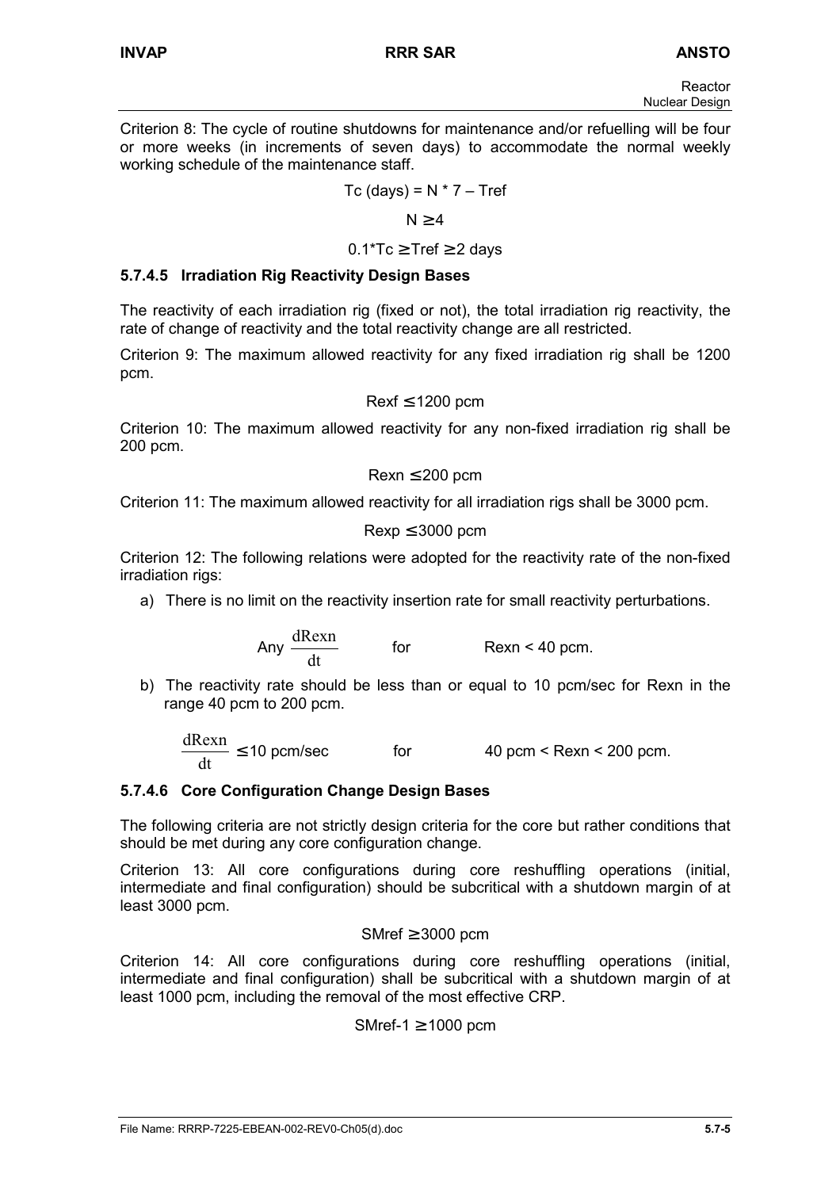Criterion 8: The cycle of routine shutdowns for maintenance and/or refuelling will be four or more weeks (in increments of seven days) to accommodate the normal weekly working schedule of the maintenance staff.

$$Tc \text{ (days)} = N * 7 - Tref$$

$$N \geq 4$$

$$0.1*Tc \geq Tref \geq 2 \text{ days}$$

### 5.7.4.5 Irradiation Rig Reactivity Design Bases

The reactivity of each irradiation rig (fixed or not), the total irradiation rig reactivity, the rate of change of reactivity and the total reactivity change are all restricted.

Criterion 9: The maximum allowed reactivity for any fixed irradiation rig shall be 1200 pcm.

$$Rexf \leq 1200 \text{ pcm}$$

Criterion 10: The maximum allowed reactivity for any non-fixed irradiation rig shall be 200 pcm.

$$Rexn \leq 200 \text{ pcm}$$

Criterion 11: The maximum allowed reactivity for all irradiation rigs shall be 3000 pcm.

$$Rexp \leq 3000 \text{ pcm}$$

Criterion 12: The following relations were adopted for the reactivity rate of the non-fixed irradiation rigs:

a) There is no limit on the reactivity insertion rate for small reactivity perturbations.

$$\text{Any } \frac{dRexn}{dt} \qquad \text{for} \qquad Rexn < 40 \text{ pcm.}$$

b) The reactivity rate should be less than or equal to 10 pcm/sec for Rexn in the range 40 pcm to 200 pcm.

$$\frac{dRexn}{dt} \leq 10 \text{ pcm/sec} \qquad \text{for} \qquad 40 \text{ pcm} < Rexn < 200 \text{ pcm.}$$

### 5.7.4.6 Core Configuration Change Design Bases

The following criteria are not strictly design criteria for the core but rather conditions that should be met during any core configuration change.

Criterion 13: All core configurations during core reshuffling operations (initial, intermediate and final configuration) should be subcritical with a shutdown margin of at least 3000 pcm.

$$SMref \geq 3000 \text{ pcm}$$

Criterion 14: All core configurations during core reshuffling operations (initial, intermediate and final configuration) shall be subcritical with a shutdown margin of at least 1000 pcm, including the removal of the most effective CRP.

$$SMref\text{-}1 \geq 1000 \text{ pcm}$$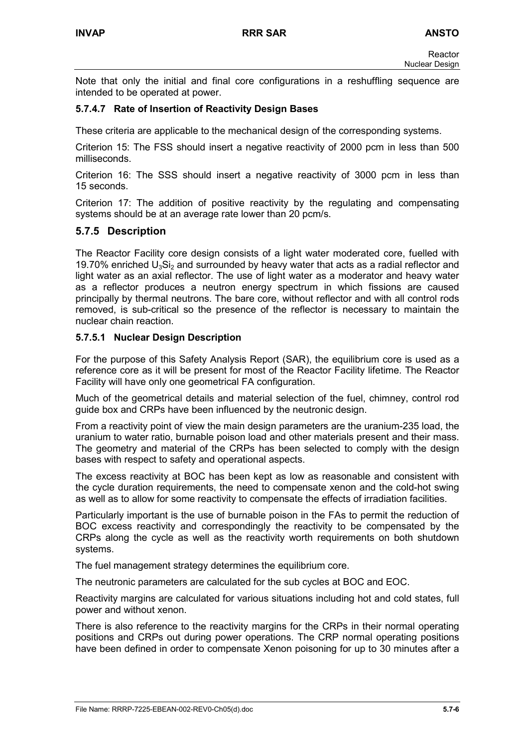Note that only the initial and final core configurations in a reshuffling sequence are intended to be operated at power.

#### 5.7.4.7 Rate of Insertion of Reactivity Design Bases

These criteria are applicable to the mechanical design of the corresponding systems.

Criterion 15: The FSS should insert a negative reactivity of 2000 pcm in less than 500 milliseconds.

Criterion 16: The SSS should insert a negative reactivity of 3000 pcm in less than 15 seconds.

Criterion 17: The addition of positive reactivity by the regulating and compensating systems should be at an average rate lower than 20 pcm/s.

## 5.7.5 Description

The Reactor Facility core design consists of a light water moderated core, fuelled with 19.70% enriched $U_3Si_2$ and surrounded by heavy water that acts as a radial reflector and light water as an axial reflector. The use of light water as a moderator and heavy water as a reflector produces a neutron energy spectrum in which fissions are caused principally by thermal neutrons. The bare core, without reflector and with all control rods removed, is sub-critical so the presence of the reflector is necessary to maintain the nuclear chain reaction.

### 5.7.5.1 Nuclear Design Description

For the purpose of this Safety Analysis Report (SAR), the equilibrium core is used as a reference core as it will be present for most of the Reactor Facility lifetime. The Reactor Facility will have only one geometrical FA configuration.

Much of the geometrical details and material selection of the fuel, chimney, control rod guide box and CRPs have been influenced by the neutronic design.

From a reactivity point of view the main design parameters are the uranium-235 load, the uranium to water ratio, burnable poison load and other materials present and their mass. The geometry and material of the CRPs has been selected to comply with the design bases with respect to safety and operational aspects.

The excess reactivity at BOC has been kept as low as reasonable and consistent with the cycle duration requirements, the need to compensate xenon and the cold-hot swing as well as to allow for some reactivity to compensate the effects of irradiation facilities.

Particularly important is the use of burnable poison in the FAs to permit the reduction of BOC excess reactivity and correspondingly the reactivity to be compensated by the CRPs along the cycle as well as the reactivity worth requirements on both shutdown systems.

The fuel management strategy determines the equilibrium core.

The neutronic parameters are calculated for the sub cycles at BOC and EOC.

Reactivity margins are calculated for various situations including hot and cold states, full power and without xenon.

There is also reference to the reactivity margins for the CRPs in their normal operating positions and CRPs out during power operations. The CRP normal operating positions have been defined in order to compensate Xenon poisoning for up to 30 minutes after a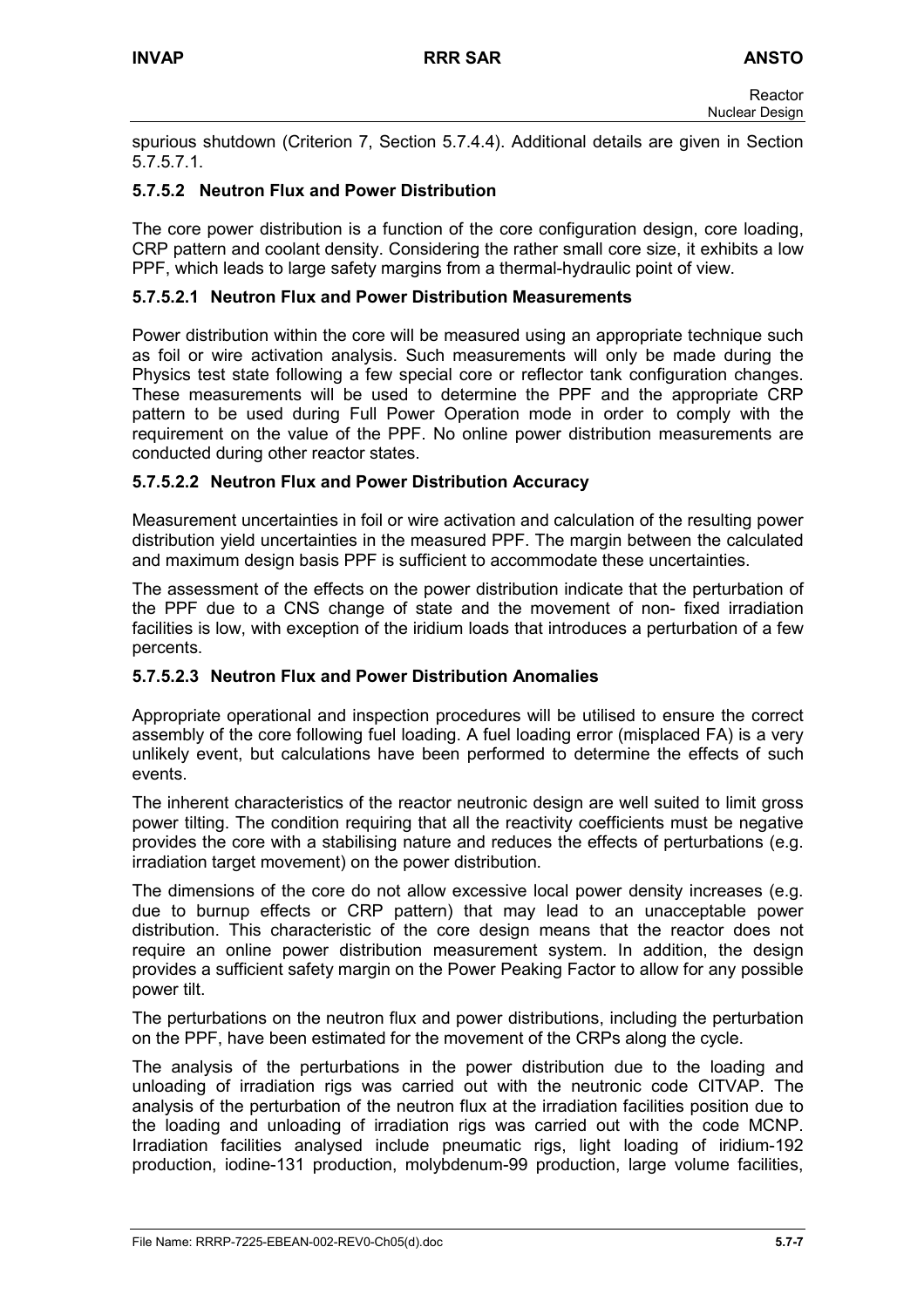spurious shutdown (Criterion 7, Section 5.7.4.4). Additional details are given in Section 5.7.5.7.1.

### 5.7.5.2 Neutron Flux and Power Distribution

The core power distribution is a function of the core configuration design, core loading, CRP pattern and coolant density. Considering the rather small core size, it exhibits a low PPF, which leads to large safety margins from a thermal-hydraulic point of view.

#### 5.7.5.2.1 Neutron Flux and Power Distribution Measurements

Power distribution within the core will be measured using an appropriate technique such as foil or wire activation analysis. Such measurements will only be made during the Physics test state following a few special core or reflector tank configuration changes. These measurements will be used to determine the PPF and the appropriate CRP pattern to be used during Full Power Operation mode in order to comply with the requirement on the value of the PPF. No online power distribution measurements are conducted during other reactor states.

#### 5.7.5.2.2 Neutron Flux and Power Distribution Accuracy

Measurement uncertainties in foil or wire activation and calculation of the resulting power distribution yield uncertainties in the measured PPF. The margin between the calculated and maximum design basis PPF is sufficient to accommodate these uncertainties.

The assessment of the effects on the power distribution indicate that the perturbation of the PPF due to a CNS change of state and the movement of non- fixed irradiation facilities is low, with exception of the iridium loads that introduces a perturbation of a few percents.

#### 5.7.5.2.3 Neutron Flux and Power Distribution Anomalies

Appropriate operational and inspection procedures will be utilised to ensure the correct assembly of the core following fuel loading. A fuel loading error (misplaced FA) is a very unlikely event, but calculations have been performed to determine the effects of such events.

The inherent characteristics of the reactor neutronic design are well suited to limit gross power tilting. The condition requiring that all the reactivity coefficients must be negative provides the core with a stabilising nature and reduces the effects of perturbations (e.g. irradiation target movement) on the power distribution.

The dimensions of the core do not allow excessive local power density increases (e.g. due to burnup effects or CRP pattern) that may lead to an unacceptable power distribution. This characteristic of the core design means that the reactor does not require an online power distribution measurement system. In addition, the design provides a sufficient safety margin on the Power Peaking Factor to allow for any possible power tilt.

The perturbations on the neutron flux and power distributions, including the perturbation on the PPF, have been estimated for the movement of the CRPs along the cycle.

The analysis of the perturbations in the power distribution due to the loading and unloading of irradiation rigs was carried out with the neutronic code CITVAP. The analysis of the perturbation of the neutron flux at the irradiation facilities position due to the loading and unloading of irradiation rigs was carried out with the code MCNP. Irradiation facilities analysed include pneumatic rigs, light loading of iridium-192 production, iodine-131 production, molybdenum-99 production, large volume facilities,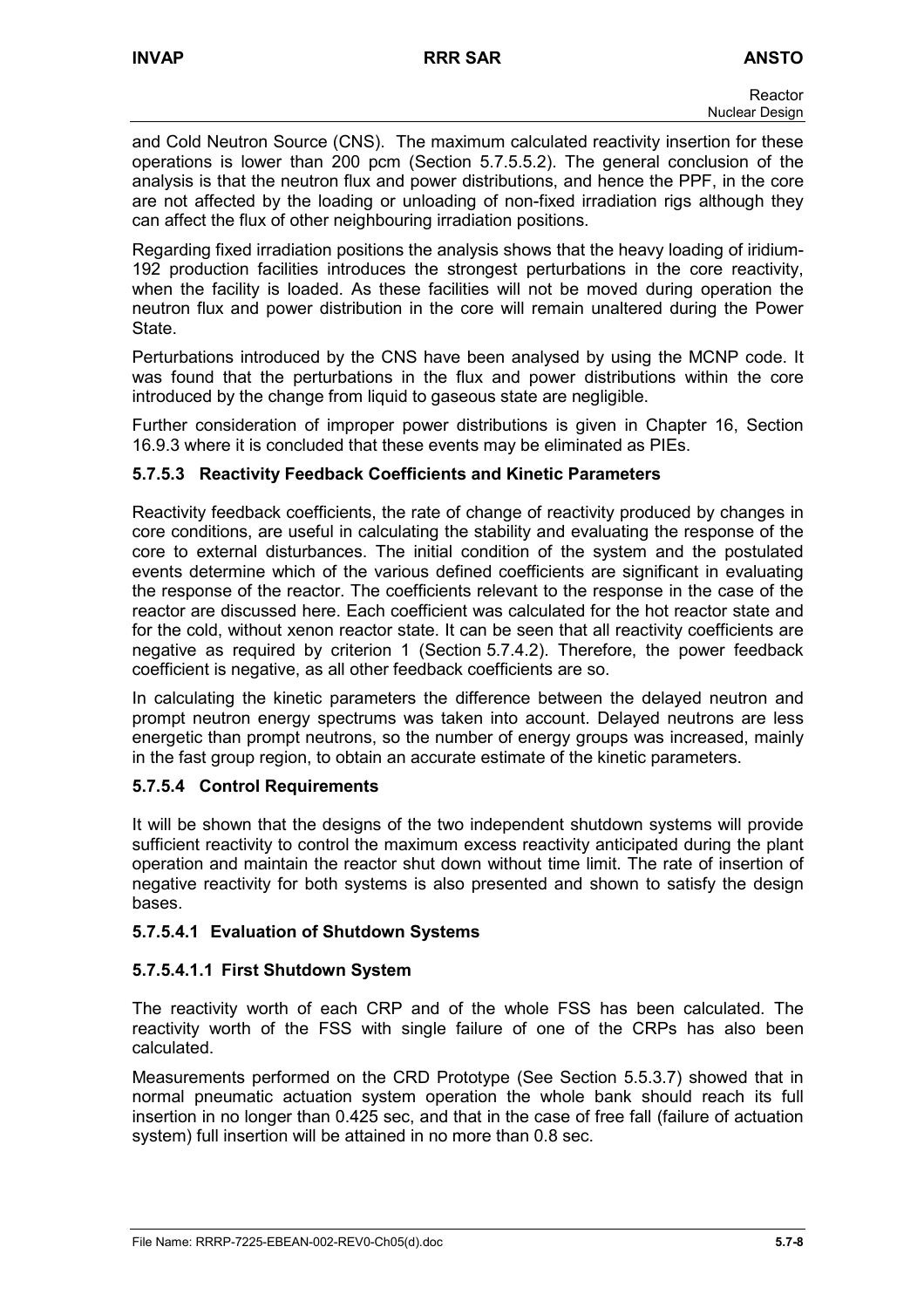and Cold Neutron Source (CNS). The maximum calculated reactivity insertion for these operations is lower than 200 pcm (Section 5.7.5.5.2). The general conclusion of the analysis is that the neutron flux and power distributions, and hence the PPF, in the core are not affected by the loading or unloading of non-fixed irradiation rigs although they can affect the flux of other neighbouring irradiation positions.

Regarding fixed irradiation positions the analysis shows that the heavy loading of iridium-192 production facilities introduces the strongest perturbations in the core reactivity, when the facility is loaded. As these facilities will not be moved during operation the neutron flux and power distribution in the core will remain unaltered during the Power State.

Perturbations introduced by the CNS have been analysed by using the MCNP code. It was found that the perturbations in the flux and power distributions within the core introduced by the change from liquid to gaseous state are negligible.

Further consideration of improper power distributions is given in Chapter 16, Section 16.9.3 where it is concluded that these events may be eliminated as PIEs.

### 5.7.5.3 Reactivity Feedback Coefficients and Kinetic Parameters

Reactivity feedback coefficients, the rate of change of reactivity produced by changes in core conditions, are useful in calculating the stability and evaluating the response of the core to external disturbances. The initial condition of the system and the postulated events determine which of the various defined coefficients are significant in evaluating the response of the reactor. The coefficients relevant to the response in the case of the reactor are discussed here. Each coefficient was calculated for the hot reactor state and for the cold, without xenon reactor state. It can be seen that all reactivity coefficients are negative as required by criterion 1 (Section 5.7.4.2). Therefore, the power feedback coefficient is negative, as all other feedback coefficients are so.

In calculating the kinetic parameters the difference between the delayed neutron and prompt neutron energy spectrums was taken into account. Delayed neutrons are less energetic than prompt neutrons, so the number of energy groups was increased, mainly in the fast group region, to obtain an accurate estimate of the kinetic parameters.

### 5.7.5.4 Control Requirements

It will be shown that the designs of the two independent shutdown systems will provide sufficient reactivity to control the maximum excess reactivity anticipated during the plant operation and maintain the reactor shut down without time limit. The rate of insertion of negative reactivity for both systems is also presented and shown to satisfy the design bases.

#### 5.7.5.4.1 Evaluation of Shutdown Systems

##### 5.7.5.4.1.1 First Shutdown System

The reactivity worth of each CRP and of the whole FSS has been calculated. The reactivity worth of the FSS with single failure of one of the CRPs has also been calculated.

Measurements performed on the CRD Prototype (See Section 5.5.3.7) showed that in normal pneumatic actuation system operation the whole bank should reach its full insertion in no longer than 0.425 sec, and that in the case of free fall (failure of actuation system) full insertion will be attained in no more than 0.8 sec.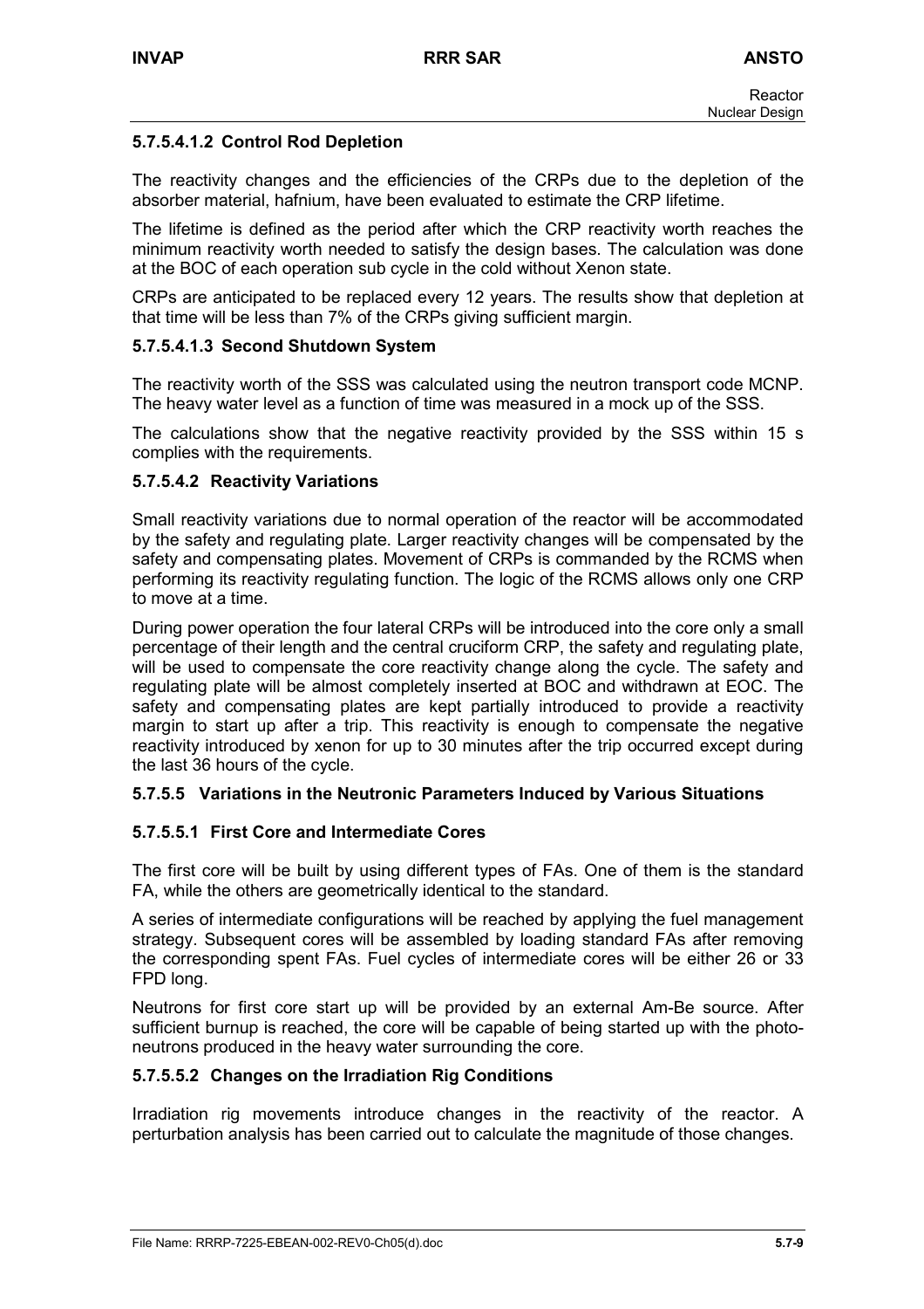#### 5.7.5.4.1.2 Control Rod Depletion

The reactivity changes and the efficiencies of the CRPs due to the depletion of the absorber material, hafnium, have been evaluated to estimate the CRP lifetime.

The lifetime is defined as the period after which the CRP reactivity worth reaches the minimum reactivity worth needed to satisfy the design bases. The calculation was done at the BOC of each operation sub cycle in the cold without Xenon state.

CRPs are anticipated to be replaced every 12 years. The results show that depletion at that time will be less than 7% of the CRPs giving sufficient margin.

#### 5.7.5.4.1.3 Second Shutdown System

The reactivity worth of the SSS was calculated using the neutron transport code MCNP. The heavy water level as a function of time was measured in a mock up of the SSS.

The calculations show that the negative reactivity provided by the SSS within 15 s complies with the requirements.

### 5.7.5.4.2 Reactivity Variations

Small reactivity variations due to normal operation of the reactor will be accommodated by the safety and regulating plate. Larger reactivity changes will be compensated by the safety and compensating plates. Movement of CRPs is commanded by the RCMS when performing its reactivity regulating function. The logic of the RCMS allows only one CRP to move at a time.

During power operation the four lateral CRPs will be introduced into the core only a small percentage of their length and the central cruciform CRP, the safety and regulating plate, will be used to compensate the core reactivity change along the cycle. The safety and regulating plate will be almost completely inserted at BOC and withdrawn at EOC. The safety and compensating plates are kept partially introduced to provide a reactivity margin to start up after a trip. This reactivity is enough to compensate the negative reactivity introduced by xenon for up to 30 minutes after the trip occurred except during the last 36 hours of the cycle.

## 5.7.5.5 Variations in the Neutronic Parameters Induced by Various Situations

### 5.7.5.5.1 First Core and Intermediate Cores

The first core will be built by using different types of FAs. One of them is the standard FA, while the others are geometrically identical to the standard.

A series of intermediate configurations will be reached by applying the fuel management strategy. Subsequent cores will be assembled by loading standard FAs after removing the corresponding spent FAs. Fuel cycles of intermediate cores will be either 26 or 33 FPD long.

Neutrons for first core start up will be provided by an external Am-Be source. After sufficient burnup is reached, the core will be capable of being started up with the photo-neutrons produced in the heavy water surrounding the core.

### 5.7.5.5.2 Changes on the Irradiation Rig Conditions

Irradiation rig movements introduce changes in the reactivity of the reactor. A perturbation analysis has been carried out to calculate the magnitude of those changes.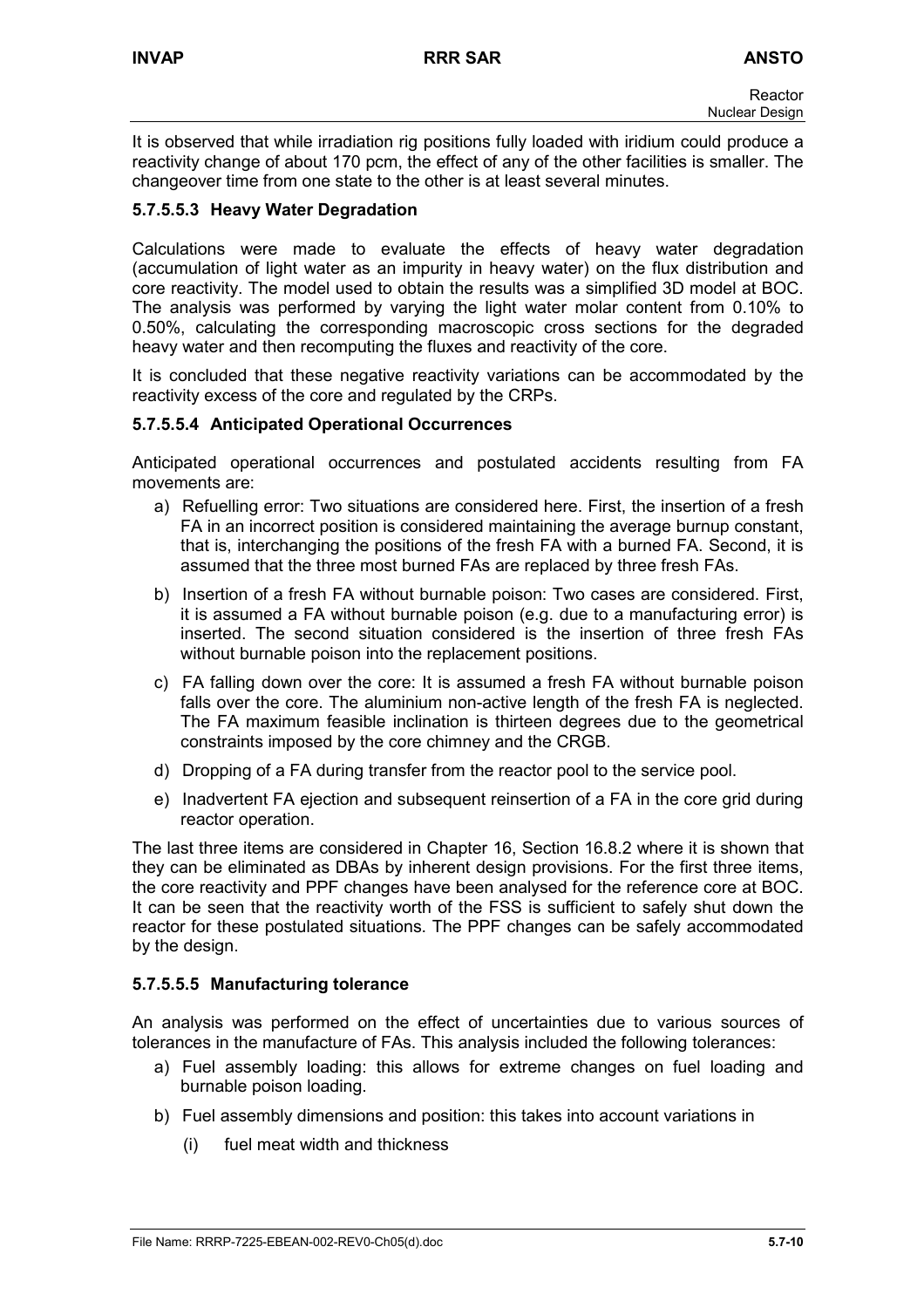It is observed that while irradiation rig positions fully loaded with iridium could produce a reactivity change of about 170 pcm, the effect of any of the other facilities is smaller. The changeover time from one state to the other is at least several minutes.

#### 5.7.5.5.3 Heavy Water Degradation

Calculations were made to evaluate the effects of heavy water degradation (accumulation of light water as an impurity in heavy water) on the flux distribution and core reactivity. The model used to obtain the results was a simplified 3D model at BOC. The analysis was performed by varying the light water molar content from 0.10% to 0.50%, calculating the corresponding macroscopic cross sections for the degraded heavy water and then recomputing the fluxes and reactivity of the core.

It is concluded that these negative reactivity variations can be accommodated by the reactivity excess of the core and regulated by the CRPs.

#### 5.7.5.5.4 Anticipated Operational Occurrences

Anticipated operational occurrences and postulated accidents resulting from FA movements are:

a) Refuelling error: Two situations are considered here. First, the insertion of a fresh FA in an incorrect position is considered maintaining the average burnup constant, that is, interchanging the positions of the fresh FA with a burned FA. Second, it is assumed that the three most burned FAs are replaced by three fresh FAs.

b) Insertion of a fresh FA without burnable poison: Two cases are considered. First, it is assumed a FA without burnable poison (e.g. due to a manufacturing error) is inserted. The second situation considered is the insertion of three fresh FAs without burnable poison into the replacement positions.

c) FA falling down over the core: It is assumed a fresh FA without burnable poison falls over the core. The aluminium non-active length of the fresh FA is neglected. The FA maximum feasible inclination is thirteen degrees due to the geometrical constraints imposed by the core chimney and the CRGB.

d) Dropping of a FA during transfer from the reactor pool to the service pool.

e) Inadvertent FA ejection and subsequent reinsertion of a FA in the core grid during reactor operation.

The last three items are considered in Chapter 16, Section 16.8.2 where it is shown that they can be eliminated as DBAs by inherent design provisions. For the first three items, the core reactivity and PPF changes have been analysed for the reference core at BOC. It can be seen that the reactivity worth of the FSS is sufficient to safely shut down the reactor for these postulated situations. The PPF changes can be safely accommodated by the design.

#### 5.7.5.5.5 Manufacturing tolerance

An analysis was performed on the effect of uncertainties due to various sources of tolerances in the manufacture of FAs. This analysis included the following tolerances:

a) Fuel assembly loading: this allows for extreme changes on fuel loading and burnable poison loading.

b) Fuel assembly dimensions and position: this takes into account variations in

   (i) fuel meat width and thickness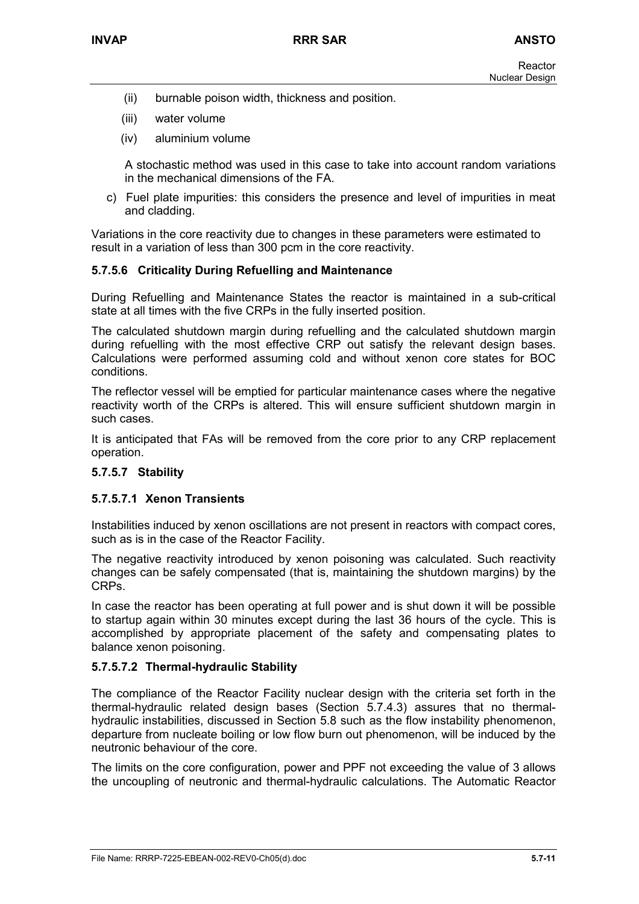(ii) burnable poison width, thickness and position.

(iii) water volume

(iv) aluminium volume

A stochastic method was used in this case to take into account random variations in the mechanical dimensions of the FA.

c) Fuel plate impurities: this considers the presence and level of impurities in meat and cladding.

Variations in the core reactivity due to changes in these parameters were estimated to result in a variation of less than 300 pcm in the core reactivity.

#### 5.7.5.6 Criticality During Refuelling and Maintenance

During Refuelling and Maintenance States the reactor is maintained in a sub-critical state at all times with the five CRPs in the fully inserted position.

The calculated shutdown margin during refuelling and the calculated shutdown margin during refuelling with the most effective CRP out satisfy the relevant design bases. Calculations were performed assuming cold and without xenon core states for BOC conditions.

The reflector vessel will be emptied for particular maintenance cases where the negative reactivity worth of the CRPs is altered. This will ensure sufficient shutdown margin in such cases.

It is anticipated that FAs will be removed from the core prior to any CRP replacement operation.

#### 5.7.5.7 Stability

##### 5.7.5.7.1 Xenon Transients

Instabilities induced by xenon oscillations are not present in reactors with compact cores, such as is in the case of the Reactor Facility.

The negative reactivity introduced by xenon poisoning was calculated. Such reactivity changes can be safely compensated (that is, maintaining the shutdown margins) by the CRPs.

In case the reactor has been operating at full power and is shut down it will be possible to startup again within 30 minutes except during the last 36 hours of the cycle. This is accomplished by appropriate placement of the safety and compensating plates to balance xenon poisoning.

##### 5.7.5.7.2 Thermal-hydraulic Stability

The compliance of the Reactor Facility nuclear design with the criteria set forth in the thermal-hydraulic related design bases (Section 5.7.4.3) assures that no thermal-hydraulic instabilities, discussed in Section 5.8 such as the flow instability phenomenon, departure from nucleate boiling or low flow burn out phenomenon, will be induced by the neutronic behaviour of the core.

The limits on the core configuration, power and PPF not exceeding the value of 3 allows the uncoupling of neutronic and thermal-hydraulic calculations. The Automatic Reactor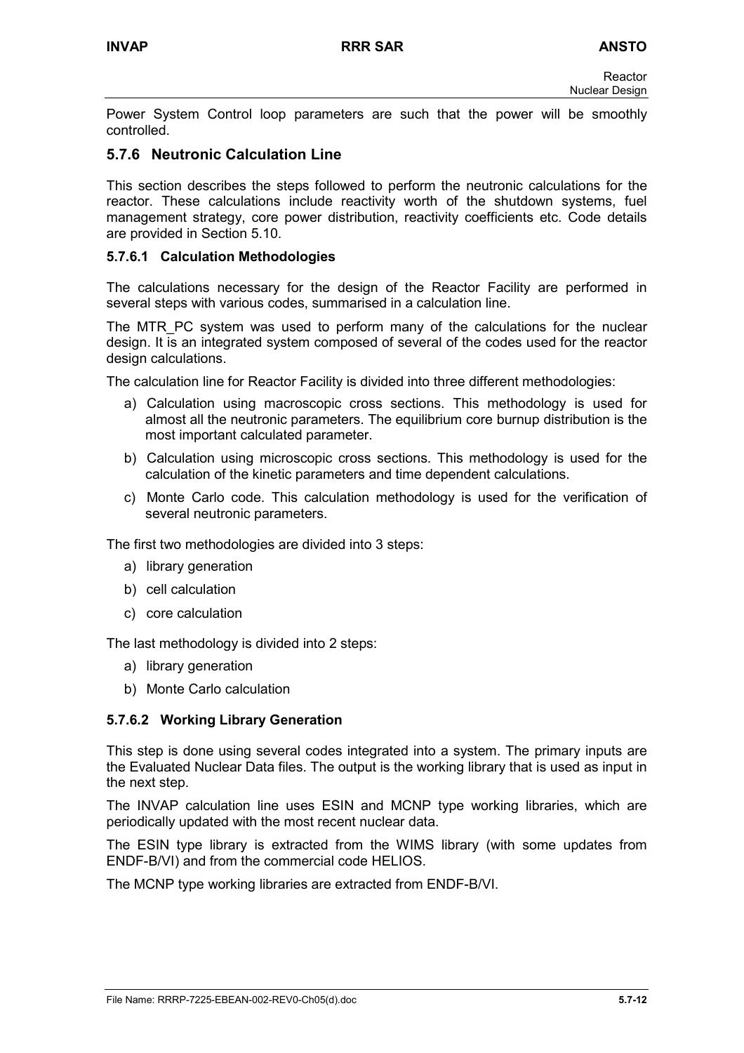Power System Control loop parameters are such that the power will be smoothly controlled.

### 5.7.6 Neutronic Calculation Line

This section describes the steps followed to perform the neutronic calculations for the reactor. These calculations include reactivity worth of the shutdown systems, fuel management strategy, core power distribution, reactivity coefficients etc. Code details are provided in Section 5.10.

#### 5.7.6.1 Calculation Methodologies

The calculations necessary for the design of the Reactor Facility are performed in several steps with various codes, summarised in a calculation line.

The MTR_PC system was used to perform many of the calculations for the nuclear design. It is an integrated system composed of several of the codes used for the reactor design calculations.

The calculation line for Reactor Facility is divided into three different methodologies:

a) Calculation using macroscopic cross sections. This methodology is used for almost all the neutronic parameters. The equilibrium core burnup distribution is the most important calculated parameter.

b) Calculation using microscopic cross sections. This methodology is used for the calculation of the kinetic parameters and time dependent calculations.

c) Monte Carlo code. This calculation methodology is used for the verification of several neutronic parameters.

The first two methodologies are divided into 3 steps:

a) library generation

b) cell calculation

c) core calculation

The last methodology is divided into 2 steps:

a) library generation

b) Monte Carlo calculation

#### 5.7.6.2 Working Library Generation

This step is done using several codes integrated into a system. The primary inputs are the Evaluated Nuclear Data files. The output is the working library that is used as input in the next step.

The INVAP calculation line uses ESIN and MCNP type working libraries, which are periodically updated with the most recent nuclear data.

The ESIN type library is extracted from the WIMS library (with some updates from ENDF-B/VI) and from the commercial code HELIOS.

The MCNP type working libraries are extracted from ENDF-B/VI.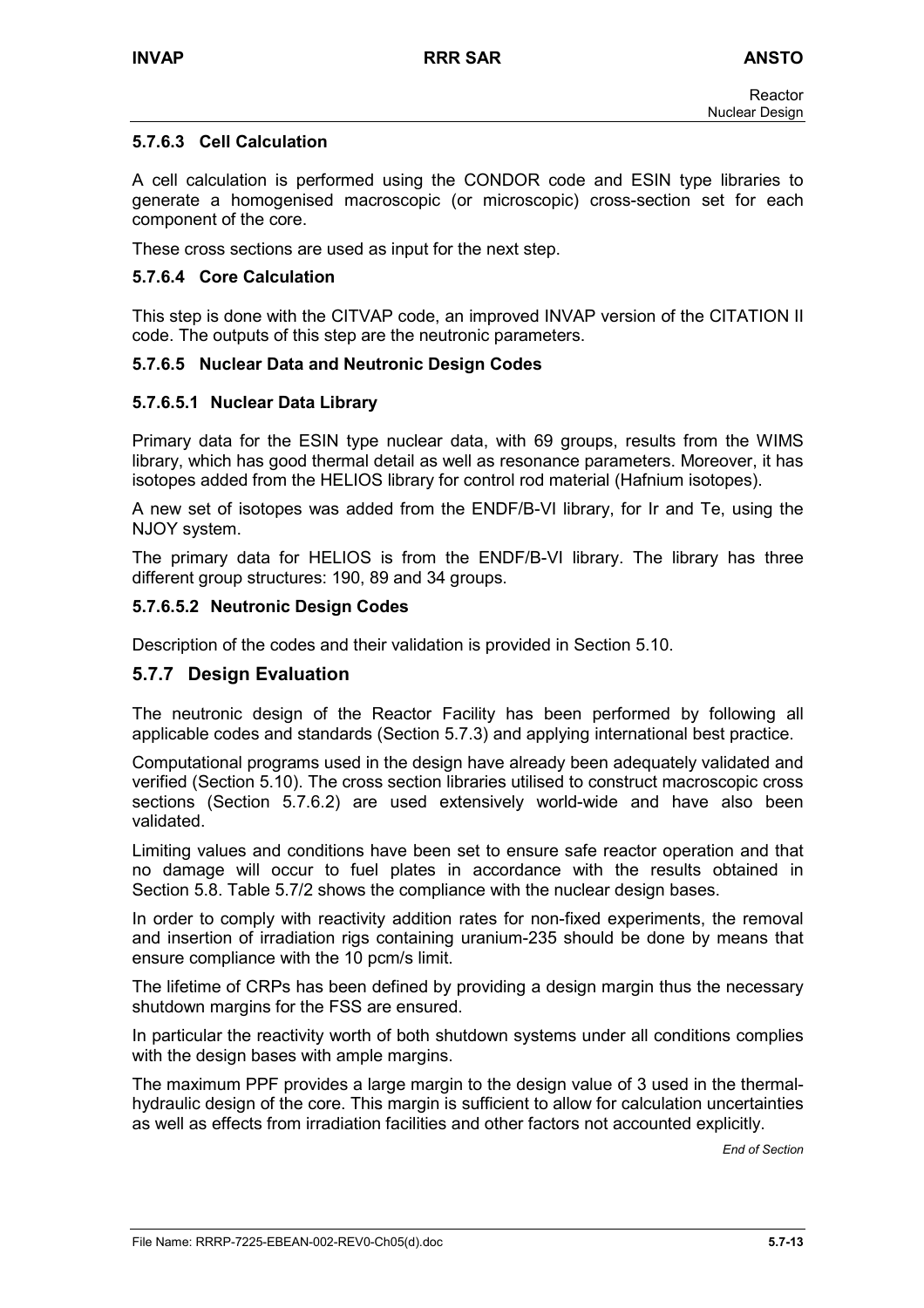#### 5.7.6.3 Cell Calculation

A cell calculation is performed using the CONDOR code and ESIN type libraries to generate a homogenised macroscopic (or microscopic) cross-section set for each component of the core.

These cross sections are used as input for the next step.

#### 5.7.6.4 Core Calculation

This step is done with the CITVAP code, an improved INVAP version of the CITATION II code. The outputs of this step are the neutronic parameters.

#### 5.7.6.5 Nuclear Data and Neutronic Design Codes

##### 5.7.6.5.1 Nuclear Data Library

Primary data for the ESIN type nuclear data, with 69 groups, results from the WIMS library, which has good thermal detail as well as resonance parameters. Moreover, it has isotopes added from the HELIOS library for control rod material (Hafnium isotopes).

A new set of isotopes was added from the ENDF/B-VI library, for Ir and Te, using the NJOY system.

The primary data for HELIOS is from the ENDF/B-VI library. The library has three different group structures: 190, 89 and 34 groups.

##### 5.7.6.5.2 Neutronic Design Codes

Description of the codes and their validation is provided in Section 5.10.

### 5.7.7 Design Evaluation

The neutronic design of the Reactor Facility has been performed by following all applicable codes and standards (Section 5.7.3) and applying international best practice.

Computational programs used in the design have already been adequately validated and verified (Section 5.10). The cross section libraries utilised to construct macroscopic cross sections (Section 5.7.6.2) are used extensively world-wide and have also been validated.

Limiting values and conditions have been set to ensure safe reactor operation and that no damage will occur to fuel plates in accordance with the results obtained in Section 5.8. Table 5.7/2 shows the compliance with the nuclear design bases.

In order to comply with reactivity addition rates for non-fixed experiments, the removal and insertion of irradiation rigs containing uranium-235 should be done by means that ensure compliance with the 10 pcm/s limit.

The lifetime of CRPs has been defined by providing a design margin thus the necessary shutdown margins for the FSS are ensured.

In particular the reactivity worth of both shutdown systems under all conditions complies with the design bases with ample margins.

The maximum PPF provides a large margin to the design value of 3 used in the thermal-hydraulic design of the core. This margin is sufficient to allow for calculation uncertainties as well as effects from irradiation facilities and other factors not accounted explicitly.

*End of Section*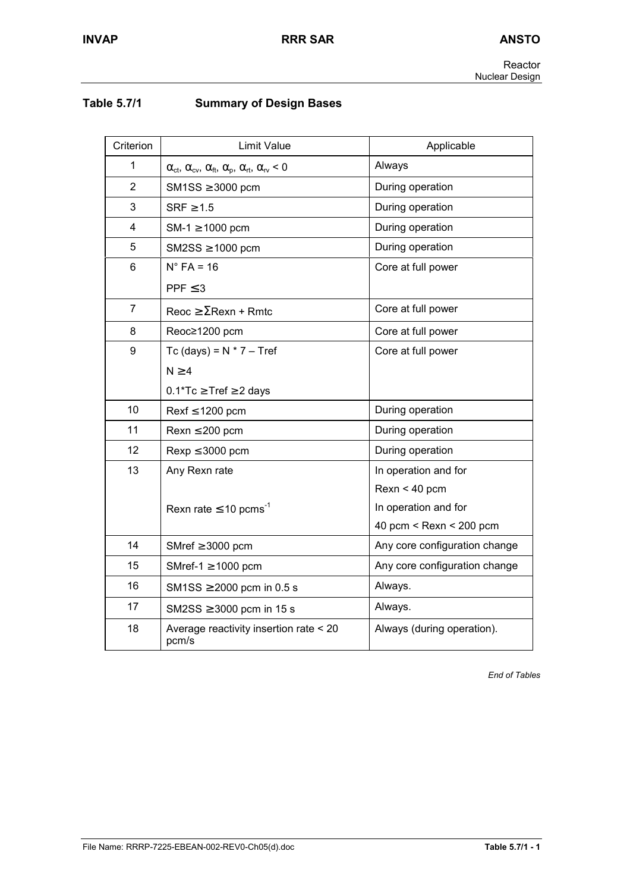### Table 5.7/1 Summary of Design Bases

| Criterion | Limit Value | Applicable |
|---|---|---|
| 1 | $\alpha_{ct}$, $\alpha_{cv}$, $\alpha_{ft}$, $\alpha_{p}$, $\alpha_{rt}$, $\alpha_{rv}$ < 0 | Always |
| 2 | SM1SS ≥3000 pcm | During operation |
| 3 | SRF ≥1.5 | During operation |
| 4 | SM-1 ≥1000 pcm | During operation |
| 5 | SM2SS ≥1000 pcm | During operation |
| 6 | N° FA = 16<br>PPF ≤3 | Core at full power |
| 7 | Reoc ≥ΣRexn + Rmtc | Core at full power |
| 8 | Reoc≥1200 pcm | Core at full power |
| 9 | Tc (days) = N * 7 – Tref<br>N ≥4<br>0.1*Tc ≥Tref ≥2 days | Core at full power |
| 10 | Rexf ≤1200 pcm | During operation |
| 11 | Rexn ≤200 pcm | During operation |
| 12 | Rexp ≤3000 pcm | During operation |
| 13 | Any Rexn rate<br><br>Rexn rate ≤10 $pcms^{-1}$ | In operation and for<br>Rexn < 40 pcm<br>In operation and for<br>40 pcm < Rexn < 200 pcm |
| 14 | SMref ≥3000 pcm | Any core configuration change |
| 15 | SMref-1 ≥1000 pcm | Any core configuration change |
| 16 | SM1SS ≥2000 pcm in 0.5 s | Always. |
| 17 | SM2SS ≥3000 pcm in 15 s | Always. |
| 18 | Average reactivity insertion rate < 20 pcm/s | Always (during operation). |

*End of Tables*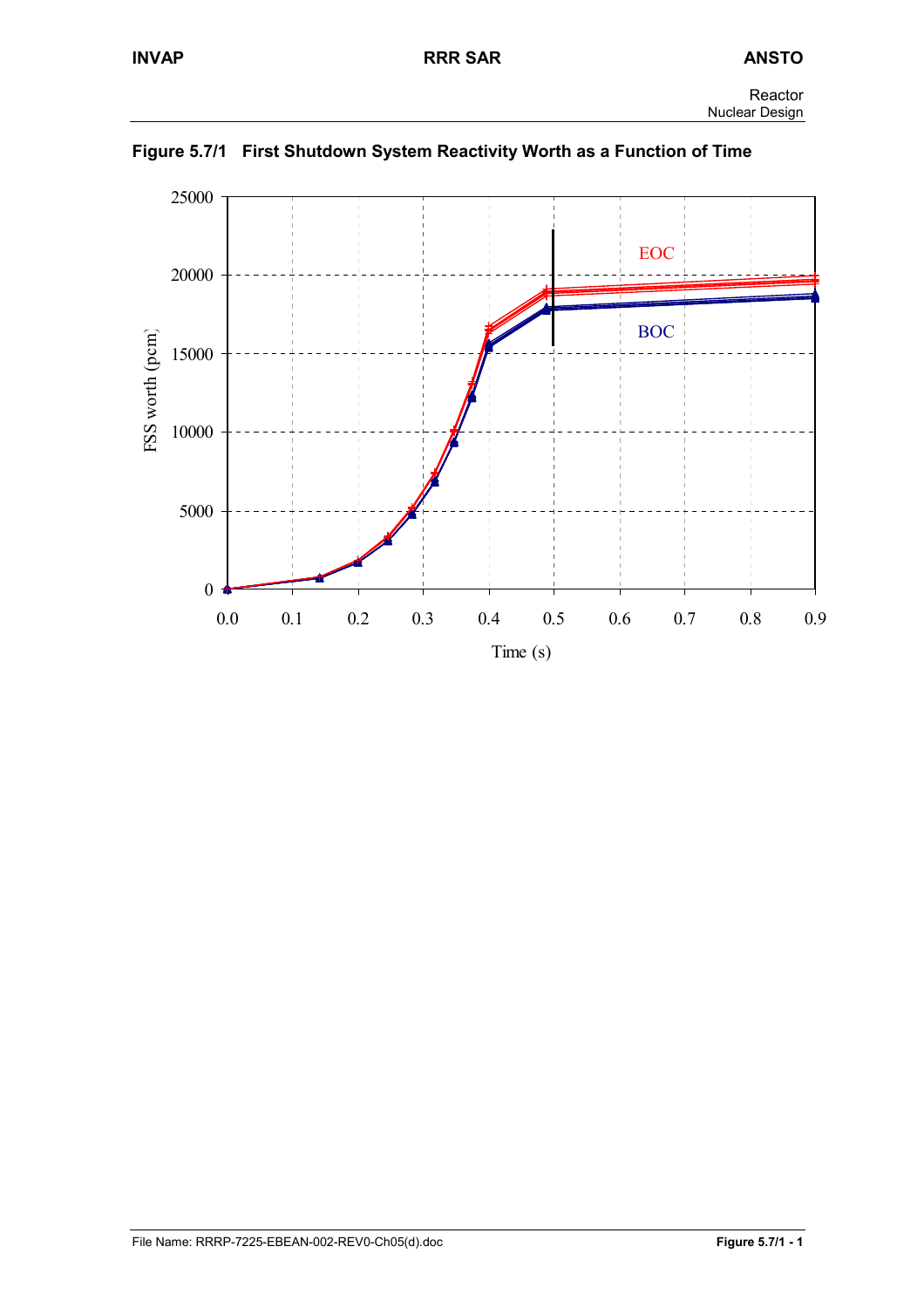**Figure 5.7/1 First Shutdown System Reactivity Worth as a Function of Time**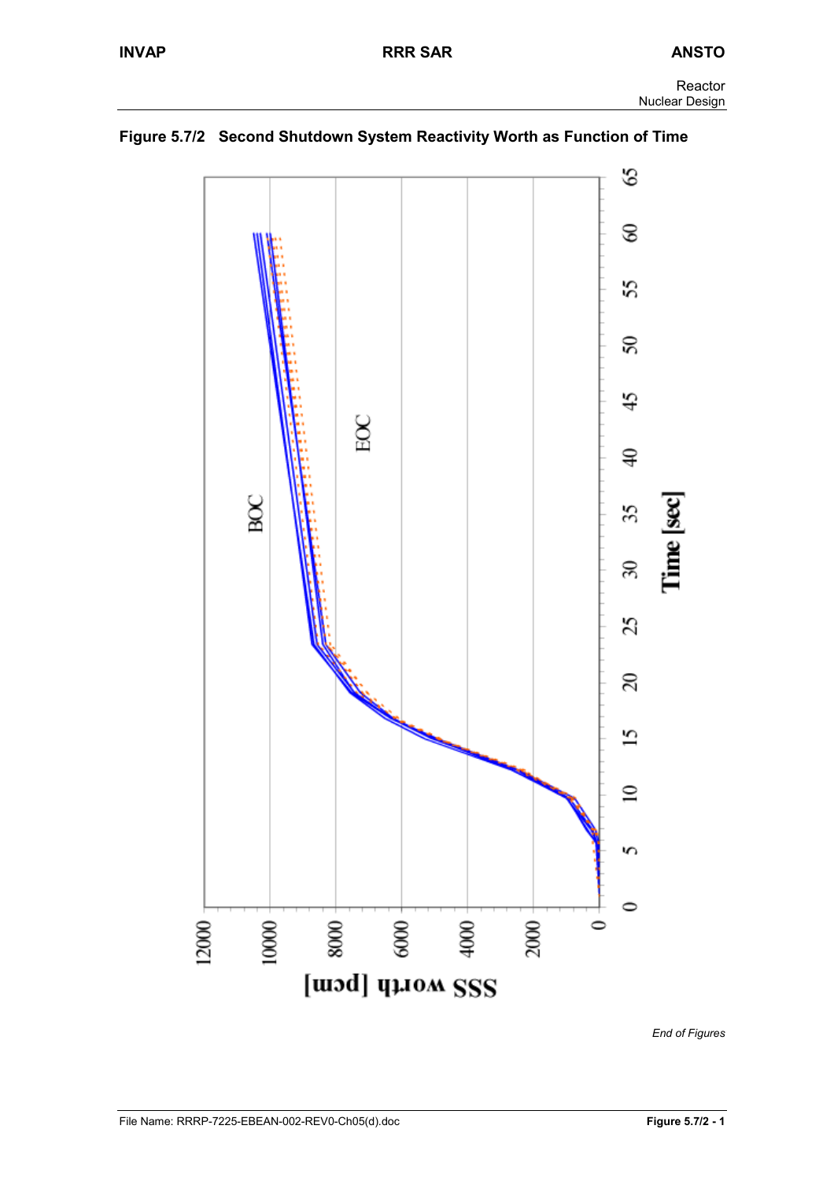**Figure 5.7/2 Second Shutdown System Reactivity Worth as Function of Time**

SSS worth [pcm]

12000
10000
8000
6000
4000
2000
0

Time [sec]

0
5
10
15
20
25
30
35
40
45
50
55
60
65

BOC

EOC

*End of Figures*